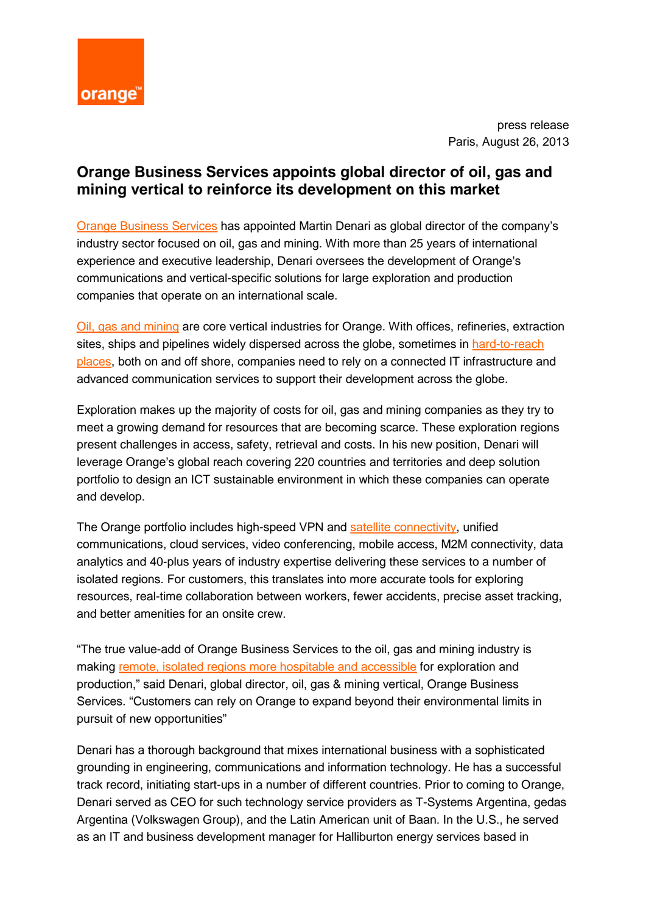press release
Paris, August 26, 2013

# Orange Business Services appoints global director of oil, gas and mining vertical to reinforce its development on this market

Orange Business Services has appointed Martin Denari as global director of the company's industry sector focused on oil, gas and mining. With more than 25 years of international experience and executive leadership, Denari oversees the development of Orange's communications and vertical-specific solutions for large exploration and production companies that operate on an international scale.

Oil, gas and mining are core vertical industries for Orange. With offices, refineries, extraction sites, ships and pipelines widely dispersed across the globe, sometimes in hard-to-reach places, both on and off shore, companies need to rely on a connected IT infrastructure and advanced communication services to support their development across the globe.

Exploration makes up the majority of costs for oil, gas and mining companies as they try to meet a growing demand for resources that are becoming scarce. These exploration regions present challenges in access, safety, retrieval and costs. In his new position, Denari will leverage Orange's global reach covering 220 countries and territories and deep solution portfolio to design an ICT sustainable environment in which these companies can operate and develop.

The Orange portfolio includes high-speed VPN and satellite connectivity, unified communications, cloud services, video conferencing, mobile access, M2M connectivity, data analytics and 40-plus years of industry expertise delivering these services to a number of isolated regions. For customers, this translates into more accurate tools for exploring resources, real-time collaboration between workers, fewer accidents, precise asset tracking, and better amenities for an onsite crew.

"The true value-add of Orange Business Services to the oil, gas and mining industry is making remote, isolated regions more hospitable and accessible for exploration and production," said Denari, global director, oil, gas & mining vertical, Orange Business Services. "Customers can rely on Orange to expand beyond their environmental limits in pursuit of new opportunities"

Denari has a thorough background that mixes international business with a sophisticated grounding in engineering, communications and information technology. He has a successful track record, initiating start-ups in a number of different countries. Prior to coming to Orange, Denari served as CEO for such technology service providers as T-Systems Argentina, gedas Argentina (Volkswagen Group), and the Latin American unit of Baan. In the U.S., he served as an IT and business development manager for Halliburton energy services based in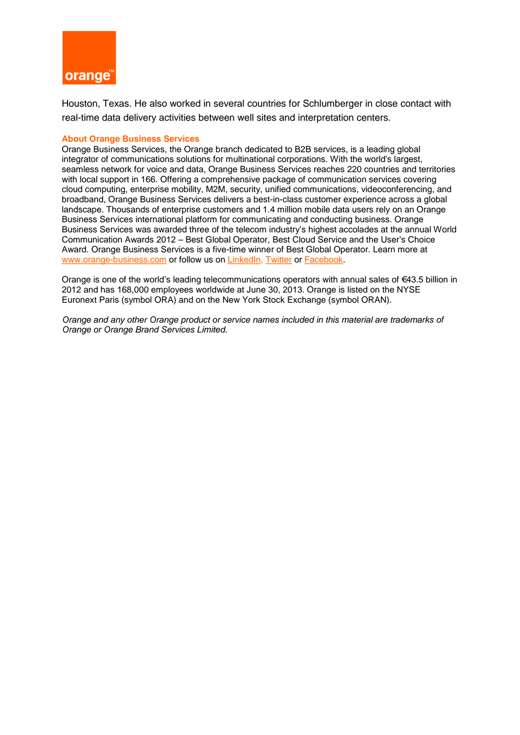Houston, Texas. He also worked in several countries for Schlumberger in close contact with real-time data delivery activities between well sites and interpretation centers.

**About Orange Business Services**

Orange Business Services, the Orange branch dedicated to B2B services, is a leading global integrator of communications solutions for multinational corporations. With the world's largest, seamless network for voice and data, Orange Business Services reaches 220 countries and territories with local support in 166. Offering a comprehensive package of communication services covering cloud computing, enterprise mobility, M2M, security, unified communications, videoconferencing, and broadband, Orange Business Services delivers a best-in-class customer experience across a global landscape. Thousands of enterprise customers and 1.4 million mobile data users rely on an Orange Business Services international platform for communicating and conducting business. Orange Business Services was awarded three of the telecom industry's highest accolades at the annual World Communication Awards 2012 – Best Global Operator, Best Cloud Service and the User's Choice Award. Orange Business Services is a five-time winner of Best Global Operator. Learn more at www.orange-business.com or follow us on LinkedIn, Twitter or Facebook.

Orange is one of the world's leading telecommunications operators with annual sales of €43.5 billion in 2012 and has 168,000 employees worldwide at June 30, 2013. Orange is listed on the NYSE Euronext Paris (symbol ORA) and on the New York Stock Exchange (symbol ORAN).

*Orange and any other Orange product or service names included in this material are trademarks of Orange or Orange Brand Services Limited.*